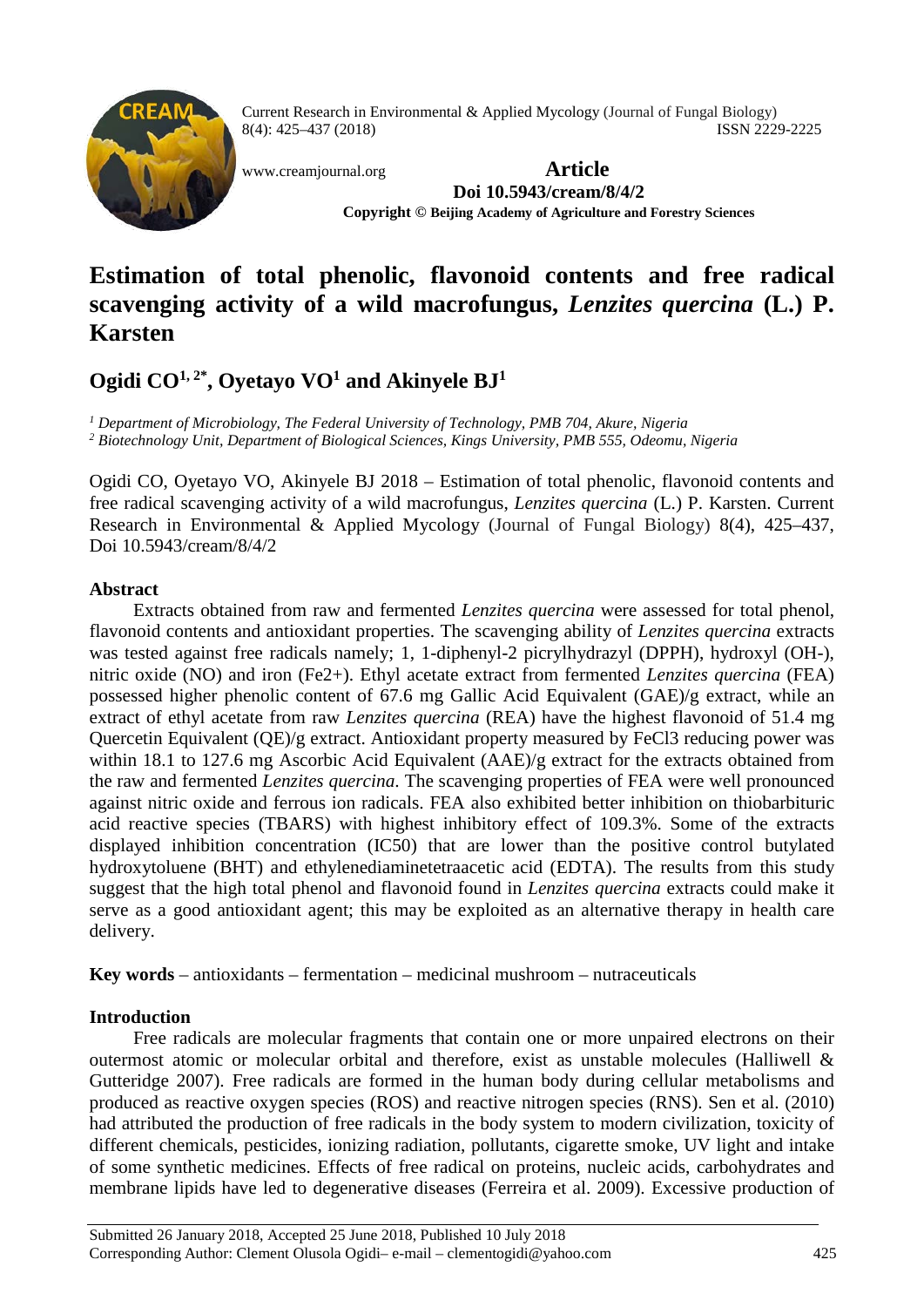Current Research in Environmental & Applied Mycology (Journal of Fungal Biology)
8(4): 425–437 (2018) ISSN 2229-2225

www.creamjournal.org

**Article**

**Doi 10.5943/cream/8/4/2**

**Copyright © Beijing Academy of Agriculture and Forestry Sciences**

# Estimation of total phenolic, flavonoid contents and free radical scavenging activity of a wild macrofungus, *Lenzites quercina* (L.) P. Karsten

## Ogidi CO[1, 2*], Oyetayo VO[1] and Akinyele BJ[1]

*[1] Department of Microbiology, The Federal University of Technology, PMB 704, Akure, Nigeria*
*[2] Biotechnology Unit, Department of Biological Sciences, Kings University, PMB 555, Odeomu, Nigeria*

Ogidi CO, Oyetayo VO, Akinyele BJ 2018 – Estimation of total phenolic, flavonoid contents and free radical scavenging activity of a wild macrofungus, *Lenzites quercina* (L.) P. Karsten. Current Research in Environmental & Applied Mycology (Journal of Fungal Biology) 8(4), 425–437, Doi 10.5943/cream/8/4/2

### Abstract

Extracts obtained from raw and fermented *Lenzites quercina* were assessed for total phenol, flavonoid contents and antioxidant properties. The scavenging ability of *Lenzites quercina* extracts was tested against free radicals namely; 1, 1-diphenyl-2 picrylhydrazyl (DPPH), hydroxyl (OH-), nitric oxide (NO) and iron (Fe2+). Ethyl acetate extract from fermented *Lenzites quercina* (FEA) possessed higher phenolic content of 67.6 mg Gallic Acid Equivalent (GAE)/g extract, while an extract of ethyl acetate from raw *Lenzites quercina* (REA) have the highest flavonoid of 51.4 mg Quercetin Equivalent (QE)/g extract. Antioxidant property measured by FeCl3 reducing power was within 18.1 to 127.6 mg Ascorbic Acid Equivalent (AAE)/g extract for the extracts obtained from the raw and fermented *Lenzites quercina*. The scavenging properties of FEA were well pronounced against nitric oxide and ferrous ion radicals. FEA also exhibited better inhibition on thiobarbituric acid reactive species (TBARS) with highest inhibitory effect of 109.3%. Some of the extracts displayed inhibition concentration (IC50) that are lower than the positive control butylated hydroxytoluene (BHT) and ethylenediaminetetraacetic acid (EDTA). The results from this study suggest that the high total phenol and flavonoid found in *Lenzites quercina* extracts could make it serve as a good antioxidant agent; this may be exploited as an alternative therapy in health care delivery.

**Key words** – antioxidants – fermentation – medicinal mushroom – nutraceuticals

### Introduction

Free radicals are molecular fragments that contain one or more unpaired electrons on their outermost atomic or molecular orbital and therefore, exist as unstable molecules (Halliwell & Gutteridge 2007). Free radicals are formed in the human body during cellular metabolisms and produced as reactive oxygen species (ROS) and reactive nitrogen species (RNS). Sen et al. (2010) had attributed the production of free radicals in the body system to modern civilization, toxicity of different chemicals, pesticides, ionizing radiation, pollutants, cigarette smoke, UV light and intake of some synthetic medicines. Effects of free radical on proteins, nucleic acids, carbohydrates and membrane lipids have led to degenerative diseases (Ferreira et al. 2009). Excessive production of

Submitted 26 January 2018, Accepted 25 June 2018, Published 10 July 2018
Corresponding Author: Clement Olusola Ogidi– e-mail – clementogidi@yahoo.com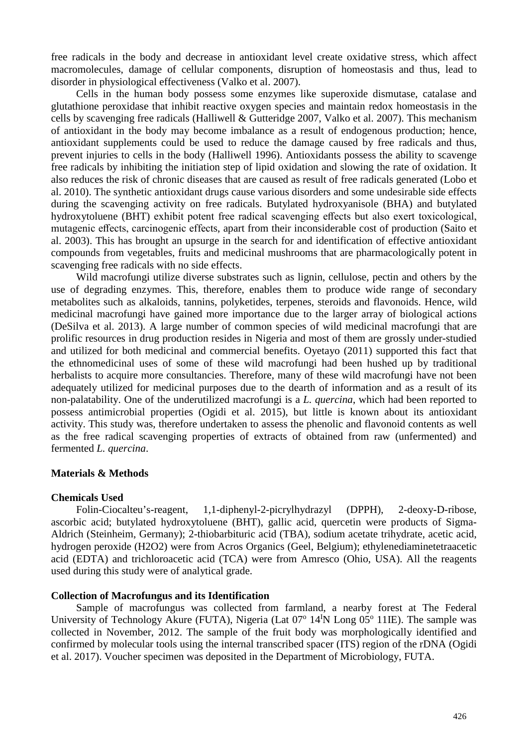free radicals in the body and decrease in antioxidant level create oxidative stress, which affect macromolecules, damage of cellular components, disruption of homeostasis and thus, lead to disorder in physiological effectiveness (Valko et al. 2007).

Cells in the human body possess some enzymes like superoxide dismutase, catalase and glutathione peroxidase that inhibit reactive oxygen species and maintain redox homeostasis in the cells by scavenging free radicals (Halliwell & Gutteridge 2007, Valko et al. 2007). This mechanism of antioxidant in the body may become imbalance as a result of endogenous production; hence, antioxidant supplements could be used to reduce the damage caused by free radicals and thus, prevent injuries to cells in the body (Halliwell 1996). Antioxidants possess the ability to scavenge free radicals by inhibiting the initiation step of lipid oxidation and slowing the rate of oxidation. It also reduces the risk of chronic diseases that are caused as result of free radicals generated (Lobo et al. 2010). The synthetic antioxidant drugs cause various disorders and some undesirable side effects during the scavenging activity on free radicals. Butylated hydroxyanisole (BHA) and butylated hydroxytoluene (BHT) exhibit potent free radical scavenging effects but also exert toxicological, mutagenic effects, carcinogenic effects, apart from their inconsiderable cost of production (Saito et al. 2003). This has brought an upsurge in the search for and identification of effective antioxidant compounds from vegetables, fruits and medicinal mushrooms that are pharmacologically potent in scavenging free radicals with no side effects.

Wild macrofungi utilize diverse substrates such as lignin, cellulose, pectin and others by the use of degrading enzymes. This, therefore, enables them to produce wide range of secondary metabolites such as alkaloids, tannins, polyketides, terpenes, steroids and flavonoids. Hence, wild medicinal macrofungi have gained more importance due to the larger array of biological actions (DeSilva et al. 2013). A large number of common species of wild medicinal macrofungi that are prolific resources in drug production resides in Nigeria and most of them are grossly under-studied and utilized for both medicinal and commercial benefits. Oyetayo (2011) supported this fact that the ethnomedicinal uses of some of these wild macrofungi had been hushed up by traditional herbalists to acquire more consultancies. Therefore, many of these wild macrofungi have not been adequately utilized for medicinal purposes due to the dearth of information and as a result of its non-palatability. One of the underutilized macrofungi is a *L. quercina*, which had been reported to possess antimicrobial properties (Ogidi et al. 2015), but little is known about its antioxidant activity. This study was, therefore undertaken to assess the phenolic and flavonoid contents as well as the free radical scavenging properties of extracts of obtained from raw (unfermented) and fermented *L. quercina*.

## Materials & Methods

### Chemicals Used

Folin-Ciocalteu's-reagent, 1,1-diphenyl-2-picrylhydrazyl (DPPH), 2-deoxy-D-ribose, ascorbic acid; butylated hydroxytoluene (BHT), gallic acid, quercetin were products of Sigma-Aldrich (Steinheim, Germany); 2-thiobarbituric acid (TBA), sodium acetate trihydrate, acetic acid, hydrogen peroxide (H2O2) were from Acros Organics (Geel, Belgium); ethylenediaminetetraacetic acid (EDTA) and trichloroacetic acid (TCA) were from Amresco (Ohio, USA). All the reagents used during this study were of analytical grade.

### Collection of Macrofungus and its Identification

Sample of macrofungus was collected from farmland, a nearby forest at The Federal University of Technology Akure (FUTA), Nigeria (Lat 07$^{o}$ 14$^{l}$N Long 05$^{o}$ 11IE). The sample was collected in November, 2012. The sample of the fruit body was morphologically identified and confirmed by molecular tools using the internal transcribed spacer (ITS) region of the rDNA (Ogidi et al. 2017). Voucher specimen was deposited in the Department of Microbiology, FUTA.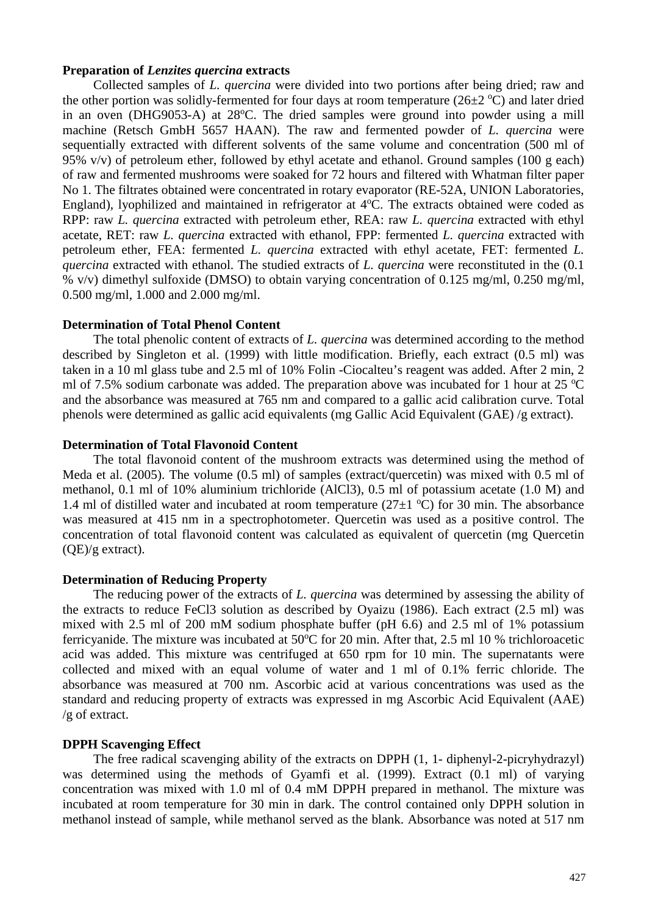**Preparation of *Lenzites quercina* extracts**

Collected samples of *L. quercina* were divided into two portions after being dried; raw and the other portion was solidly-fermented for four days at room temperature (26±2 ºC) and later dried in an oven (DHG9053-A) at 28ºC. The dried samples were ground into powder using a mill machine (Retsch GmbH 5657 HAAN). The raw and fermented powder of *L. quercina* were sequentially extracted with different solvents of the same volume and concentration (500 ml of 95% v/v) of petroleum ether, followed by ethyl acetate and ethanol. Ground samples (100 g each) of raw and fermented mushrooms were soaked for 72 hours and filtered with Whatman filter paper No 1. The filtrates obtained were concentrated in rotary evaporator (RE-52A, UNION Laboratories, England), lyophilized and maintained in refrigerator at 4ºC. The extracts obtained were coded as RPP: raw *L. quercina* extracted with petroleum ether, REA: raw *L. quercina* extracted with ethyl acetate, RET: raw *L. quercina* extracted with ethanol, FPP: fermented *L. quercina* extracted with petroleum ether, FEA: fermented *L. quercina* extracted with ethyl acetate, FET: fermented *L. quercina* extracted with ethanol. The studied extracts of *L. quercina* were reconstituted in the (0.1 % v/v) dimethyl sulfoxide (DMSO) to obtain varying concentration of 0.125 mg/ml, 0.250 mg/ml, 0.500 mg/ml, 1.000 and 2.000 mg/ml.

**Determination of Total Phenol Content**

The total phenolic content of extracts of *L. quercina* was determined according to the method described by Singleton et al. (1999) with little modification. Briefly, each extract (0.5 ml) was taken in a 10 ml glass tube and 2.5 ml of 10% Folin -Ciocalteu's reagent was added. After 2 min, 2 ml of 7.5% sodium carbonate was added. The preparation above was incubated for 1 hour at 25 ºC and the absorbance was measured at 765 nm and compared to a gallic acid calibration curve. Total phenols were determined as gallic acid equivalents (mg Gallic Acid Equivalent (GAE) /g extract).

**Determination of Total Flavonoid Content**

The total flavonoid content of the mushroom extracts was determined using the method of Meda et al. (2005). The volume (0.5 ml) of samples (extract/quercetin) was mixed with 0.5 ml of methanol, 0.1 ml of 10% aluminium trichloride ($AlCl_3$), 0.5 ml of potassium acetate (1.0 M) and 1.4 ml of distilled water and incubated at room temperature (27±1 ºC) for 30 min. The absorbance was measured at 415 nm in a spectrophotometer. Quercetin was used as a positive control. The concentration of total flavonoid content was calculated as equivalent of quercetin (mg Quercetin (QE)/g extract).

**Determination of Reducing Property**

The reducing power of the extracts of *L. quercina* was determined by assessing the ability of the extracts to reduce $FeCl_3$ solution as described by Oyaizu (1986). Each extract (2.5 ml) was mixed with 2.5 ml of 200 mM sodium phosphate buffer (pH 6.6) and 2.5 ml of 1% potassium ferricyanide. The mixture was incubated at 50ºC for 20 min. After that, 2.5 ml 10 % trichloroacetic acid was added. This mixture was centrifuged at 650 rpm for 10 min. The supernatants were collected and mixed with an equal volume of water and 1 ml of 0.1% ferric chloride. The absorbance was measured at 700 nm. Ascorbic acid at various concentrations was used as the standard and reducing property of extracts was expressed in mg Ascorbic Acid Equivalent (AAE) /g of extract.

**DPPH Scavenging Effect**

The free radical scavenging ability of the extracts on DPPH (1, 1- diphenyl-2-picryhydrazyl) was determined using the methods of Gyamfi et al. (1999). Extract (0.1 ml) of varying concentration was mixed with 1.0 ml of 0.4 mM DPPH prepared in methanol. The mixture was incubated at room temperature for 30 min in dark. The control contained only DPPH solution in methanol instead of sample, while methanol served as the blank. Absorbance was noted at 517 nm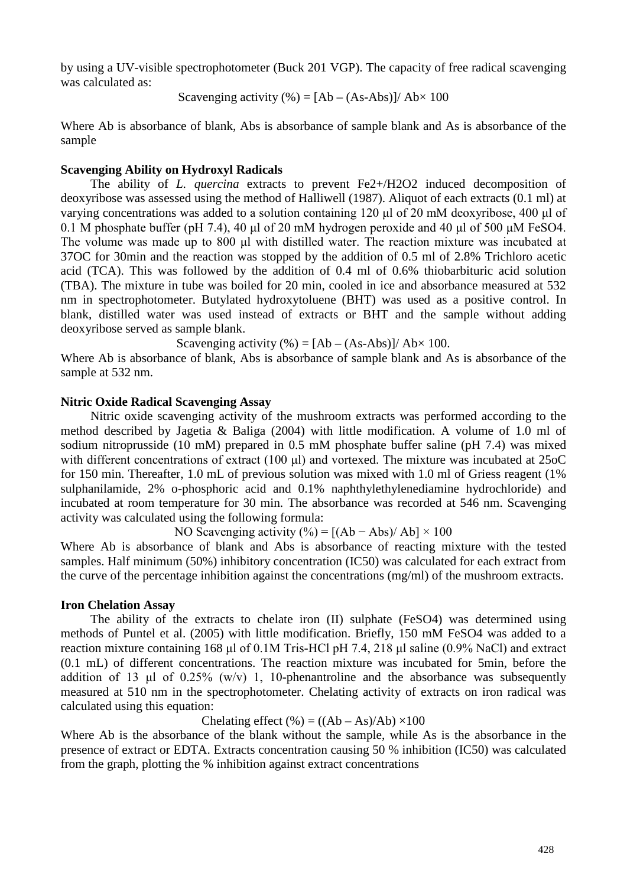by using a UV-visible spectrophotometer (Buck 201 VGP). The capacity of free radical scavenging was calculated as:

$$\text{Scavenging activity (\%)} = [Ab - (As - Abs)] / Ab \times 100$$

Where Ab is absorbance of blank, Abs is absorbance of sample blank and As is absorbance of the sample

**Scavenging Ability on Hydroxyl Radicals**

The ability of *L. quercina* extracts to prevent $Fe^{2+}/H_2O_2$ induced decomposition of deoxyribose was assessed using the method of Halliwell (1987). Aliquot of each extracts (0.1 ml) at varying concentrations was added to a solution containing 120 μl of 20 mM deoxyribose, 400 μl of 0.1 M phosphate buffer (pH 7.4), 40 μl of 20 mM hydrogen peroxide and 40 μl of 500 μM $FeSO_4$. The volume was made up to 800 μl with distilled water. The reaction mixture was incubated at 37OC for 30min and the reaction was stopped by the addition of 0.5 ml of 2.8% Trichloro acetic acid (TCA). This was followed by the addition of 0.4 ml of 0.6% thiobarbituric acid solution (TBA). The mixture in tube was boiled for 20 min, cooled in ice and absorbance measured at 532 nm in spectrophotometer. Butylated hydroxytoluene (BHT) was used as a positive control. In blank, distilled water was used instead of extracts or BHT and the sample without adding deoxyribose served as sample blank.

$$\text{Scavenging activity (\%)} = [Ab - (As - Abs)] / Ab \times 100.$$

Where Ab is absorbance of blank, Abs is absorbance of sample blank and As is absorbance of the sample at 532 nm.

**Nitric Oxide Radical Scavenging Assay**

Nitric oxide scavenging activity of the mushroom extracts was performed according to the method described by Jagetia & Baliga (2004) with little modification. A volume of 1.0 ml of sodium nitroprusside (10 mM) prepared in 0.5 mM phosphate buffer saline (pH 7.4) was mixed with different concentrations of extract (100 μl) and vortexed. The mixture was incubated at 25oC for 150 min. Thereafter, 1.0 mL of previous solution was mixed with 1.0 ml of Griess reagent (1% sulphanilamide, 2% o-phosphoric acid and 0.1% naphthylethylenediamine hydrochloride) and incubated at room temperature for 30 min. The absorbance was recorded at 546 nm. Scavenging activity was calculated using the following formula:

$$\text{NO Scavenging activity (\%)} = [(Ab - Abs) / Ab] \times 100$$

Where Ab is absorbance of blank and Abs is absorbance of reacting mixture with the tested samples. Half minimum (50%) inhibitory concentration ($IC_{50}$) was calculated for each extract from the curve of the percentage inhibition against the concentrations (mg/ml) of the mushroom extracts.

**Iron Chelation Assay**

The ability of the extracts to chelate iron (II) sulphate ($FeSO_4$) was determined using methods of Puntel et al. (2005) with little modification. Briefly, 150 mM $FeSO_4$ was added to a reaction mixture containing 168 μl of 0.1M Tris-HCl pH 7.4, 218 μl saline (0.9% NaCl) and extract (0.1 mL) of different concentrations. The reaction mixture was incubated for 5min, before the addition of 13 μl of 0.25% (w/v) 1, 10-phenantroline and the absorbance was subsequently measured at 510 nm in the spectrophotometer. Chelating activity of extracts on iron radical was calculated using this equation:

$$\text{Chelating effect (\%)} = ((Ab - As)/Ab) \times 100$$

Where Ab is the absorbance of the blank without the sample, while As is the absorbance in the presence of extract or EDTA. Extracts concentration causing 50 % inhibition ($IC_{50}$) was calculated from the graph, plotting the % inhibition against extract concentrations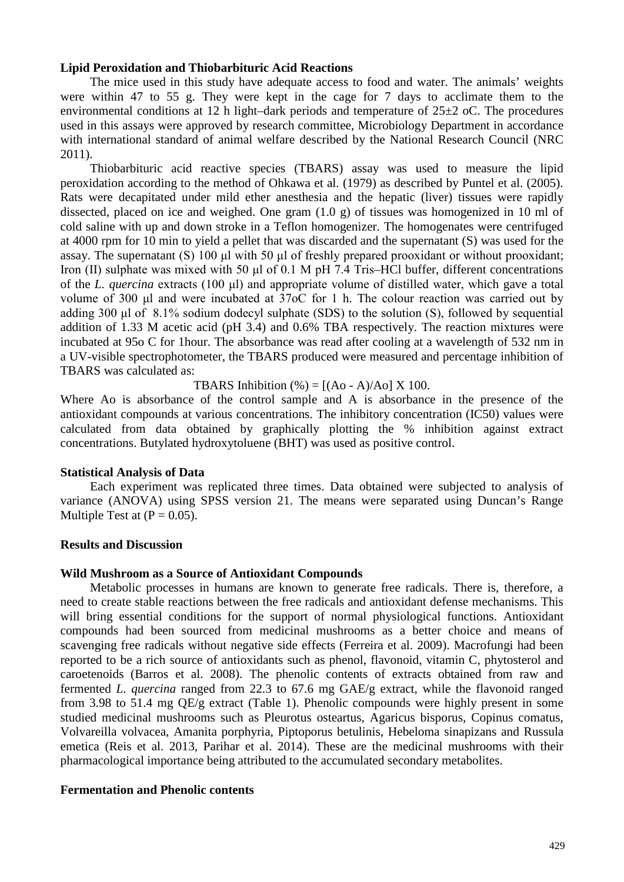**Lipid Peroxidation and Thiobarbituric Acid Reactions**

The mice used in this study have adequate access to food and water. The animals' weights were within 47 to 55 g. They were kept in the cage for 7 days to acclimate them to the environmental conditions at 12 h light–dark periods and temperature of 25±2 oC. The procedures used in this assays were approved by research committee, Microbiology Department in accordance with international standard of animal welfare described by the National Research Council (NRC 2011).

Thiobarbituric acid reactive species (TBARS) assay was used to measure the lipid peroxidation according to the method of Ohkawa et al. (1979) as described by Puntel et al. (2005). Rats were decapitated under mild ether anesthesia and the hepatic (liver) tissues were rapidly dissected, placed on ice and weighed. One gram (1.0 g) of tissues was homogenized in 10 ml of cold saline with up and down stroke in a Teflon homogenizer. The homogenates were centrifuged at 4000 rpm for 10 min to yield a pellet that was discarded and the supernatant (S) was used for the assay. The supernatant (S) 100 μl with 50 μl of freshly prepared prooxidant or without prooxidant; Iron (II) sulphate was mixed with 50 μl of 0.1 M pH 7.4 Tris–HCl buffer, different concentrations of the *L. quercina* extracts (100 μl) and appropriate volume of distilled water, which gave a total volume of 300 μl and were incubated at 37oC for 1 h. The colour reaction was carried out by adding 300 μl of 8.1% sodium dodecyl sulphate (SDS) to the solution (S), followed by sequential addition of 1.33 M acetic acid (pH 3.4) and 0.6% TBA respectively. The reaction mixtures were incubated at 95o C for 1hour. The absorbance was read after cooling at a wavelength of 532 nm in a UV-visible spectrophotometer, the TBARS produced were measured and percentage inhibition of TBARS was calculated as:

$$\text{TBARS Inhibition } (\%) = [(Ao - A)/Ao] \times 100.$$

Where Ao is absorbance of the control sample and A is absorbance in the presence of the antioxidant compounds at various concentrations. The inhibitory concentration (IC50) values were calculated from data obtained by graphically plotting the % inhibition against extract concentrations. Butylated hydroxytoluene (BHT) was used as positive control.

**Statistical Analysis of Data**

Each experiment was replicated three times. Data obtained were subjected to analysis of variance (ANOVA) using SPSS version 21. The means were separated using Duncan's Range Multiple Test at ($P = 0.05$).

**Results and Discussion**

**Wild Mushroom as a Source of Antioxidant Compounds**

Metabolic processes in humans are known to generate free radicals. There is, therefore, a need to create stable reactions between the free radicals and antioxidant defense mechanisms. This will bring essential conditions for the support of normal physiological functions. Antioxidant compounds had been sourced from medicinal mushrooms as a better choice and means of scavenging free radicals without negative side effects (Ferreira et al. 2009). Macrofungi had been reported to be a rich source of antioxidants such as phenol, flavonoid, vitamin C, phytosterol and caroetenoids (Barros et al. 2008). The phenolic contents of extracts obtained from raw and fermented *L. quercina* ranged from 22.3 to 67.6 mg GAE/g extract, while the flavonoid ranged from 3.98 to 51.4 mg QE/g extract (Table 1). Phenolic compounds were highly present in some studied medicinal mushrooms such as Pleurotus osteartus, Agaricus bisporus, Copinus comatus, Volvareilla volvacea, Amanita porphyria, Piptoporus betulinis, Hebeloma sinapizans and Russula emetica (Reis et al. 2013, Parihar et al. 2014). These are the medicinal mushrooms with their pharmacological importance being attributed to the accumulated secondary metabolites.

**Fermentation and Phenolic contents**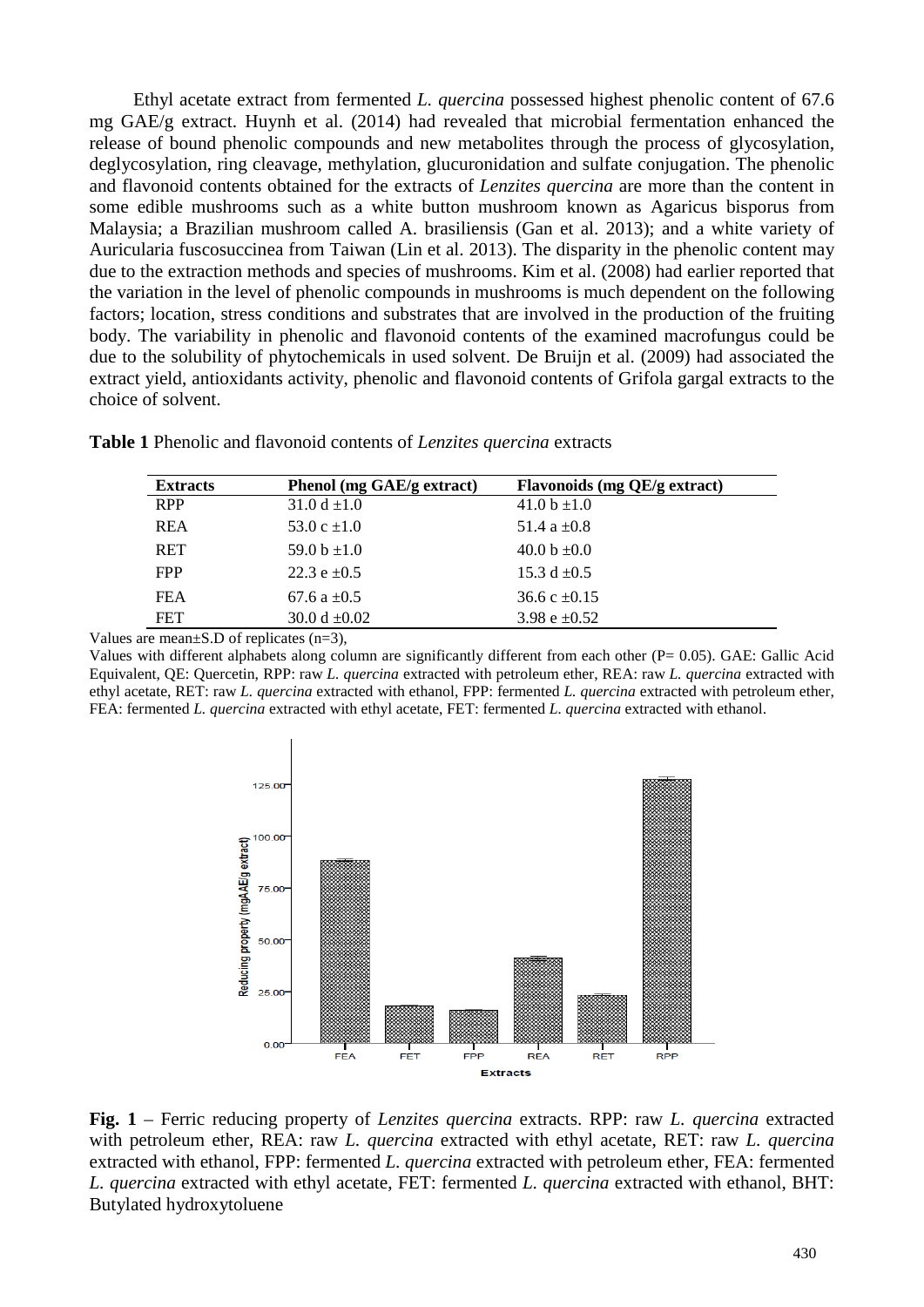Ethyl acetate extract from fermented *L. quercina* possessed highest phenolic content of 67.6 mg GAE/g extract. Huynh et al. (2014) had revealed that microbial fermentation enhanced the release of bound phenolic compounds and new metabolites through the process of glycosylation, deglycosylation, ring cleavage, methylation, glucuronidation and sulfate conjugation. The phenolic and flavonoid contents obtained for the extracts of *Lenzites quercina* are more than the content in some edible mushrooms such as a white button mushroom known as Agaricus bisporus from Malaysia; a Brazilian mushroom called A. brasiliensis (Gan et al. 2013); and a white variety of Auricularia fuscosuccinea from Taiwan (Lin et al. 2013). The disparity in the phenolic content may due to the extraction methods and species of mushrooms. Kim et al. (2008) had earlier reported that the variation in the level of phenolic compounds in mushrooms is much dependent on the following factors; location, stress conditions and substrates that are involved in the production of the fruiting body. The variability in phenolic and flavonoid contents of the examined macrofungus could be due to the solubility of phytochemicals in used solvent. De Bruijn et al. (2009) had associated the extract yield, antioxidants activity, phenolic and flavonoid contents of Grifola gargal extracts to the choice of solvent.

**Table 1** Phenolic and flavonoid contents of *Lenzites quercina* extracts

| Extracts | Phenol (mg GAE/g extract) | Flavonoids (mg QE/g extract) |
|---|---|---|
| RPP | 31.0 d ±1.0 | 41.0 b ±1.0 |
| REA | 53.0 c ±1.0 | 51.4 a ±0.8 |
| RET | 59.0 b ±1.0 | 40.0 b ±0.0 |
| FPP | 22.3 e ±0.5 | 15.3 d ±0.5 |
| FEA | 67.6 a ±0.5 | 36.6 c ±0.15 |
| FET | 30.0 d ±0.02 | 3.98 e ±0.52 |

Values are mean±S.D of replicates (n=3),

Values with different alphabets along column are significantly different from each other (P= 0.05). GAE: Gallic Acid Equivalent, QE: Quercetin, RPP: raw *L. quercina* extracted with petroleum ether, REA: raw *L. quercina* extracted with ethyl acetate, RET: raw *L. quercina* extracted with ethanol, FPP: fermented *L. quercina* extracted with petroleum ether, FEA: fermented *L. quercina* extracted with ethyl acetate, FET: fermented *L. quercina* extracted with ethanol.

**Fig. 1** – Ferric reducing property of *Lenzites quercina* extracts. RPP: raw *L. quercina* extracted with petroleum ether, REA: raw *L. quercina* extracted with ethyl acetate, RET: raw *L. quercina* extracted with ethanol, FPP: fermented *L. quercina* extracted with petroleum ether, FEA: fermented *L. quercina* extracted with ethyl acetate, FET: fermented *L. quercina* extracted with ethanol, BHT: Butylated hydroxytoluene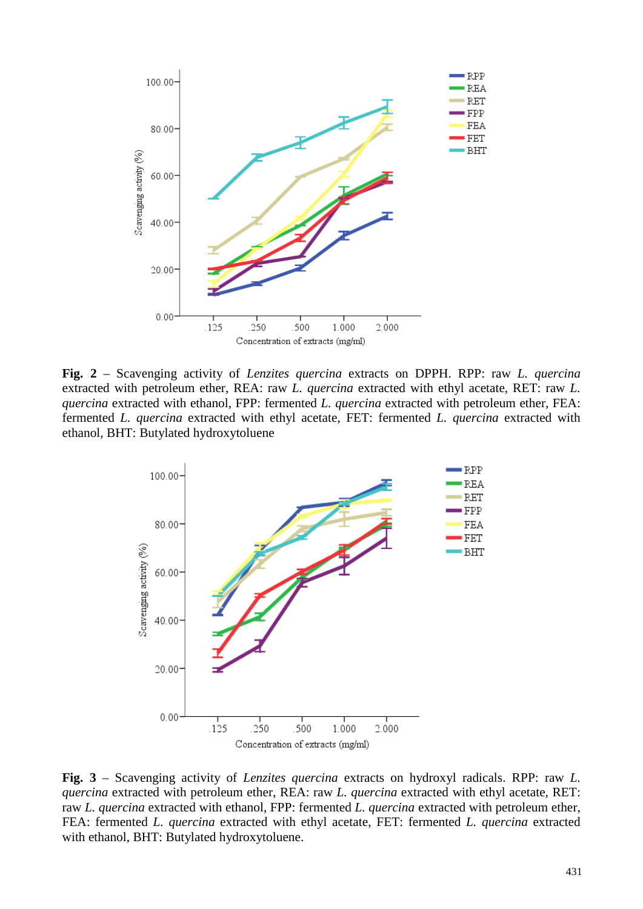**Fig. 2** – Scavenging activity of *Lenzites quercina* extracts on DPPH. RPP: raw *L. quercina* extracted with petroleum ether, REA: raw *L. quercina* extracted with ethyl acetate, RET: raw *L. quercina* extracted with ethanol, FPP: fermented *L. quercina* extracted with petroleum ether, FEA: fermented *L. quercina* extracted with ethyl acetate, FET: fermented *L. quercina* extracted with ethanol, BHT: Butylated hydroxytoluene

**Fig. 3** – Scavenging activity of *Lenzites quercina* extracts on hydroxyl radicals. RPP: raw *L. quercina* extracted with petroleum ether, REA: raw *L. quercina* extracted with ethyl acetate, RET: raw *L. quercina* extracted with ethanol, FPP: fermented *L. quercina* extracted with petroleum ether, FEA: fermented *L. quercina* extracted with ethyl acetate, FET: fermented *L. quercina* extracted with ethanol, BHT: Butylated hydroxytoluene.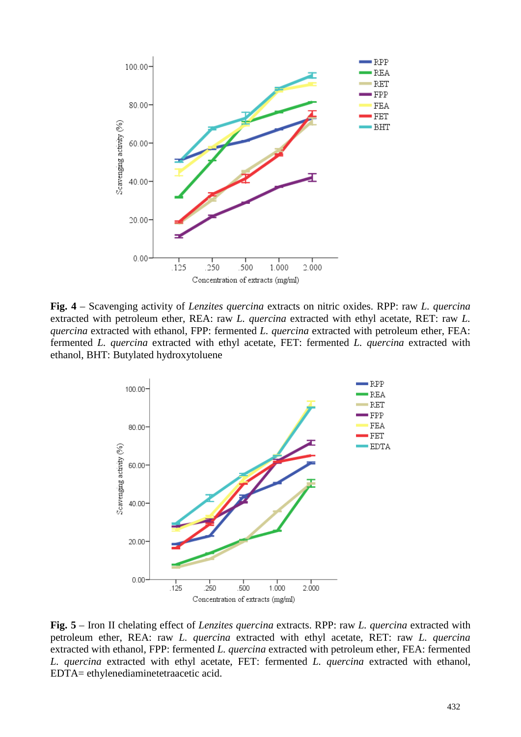**Fig. 4** – Scavenging activity of *Lenzites quercina* extracts on nitric oxides. RPP: raw *L. quercina* extracted with petroleum ether, REA: raw *L. quercina* extracted with ethyl acetate, RET: raw *L. quercina* extracted with ethanol, FPP: fermented *L. quercina* extracted with petroleum ether, FEA: fermented *L. quercina* extracted with ethyl acetate, FET: fermented *L. quercina* extracted with ethanol, BHT: Butylated hydroxytoluene

**Fig. 5** – Iron II chelating effect of *Lenzites quercina* extracts. RPP: raw *L. quercina* extracted with petroleum ether, REA: raw *L. quercina* extracted with ethyl acetate, RET: raw *L. quercina* extracted with ethanol, FPP: fermented *L. quercina* extracted with petroleum ether, FEA: fermented *L. quercina* extracted with ethyl acetate, FET: fermented *L. quercina* extracted with ethanol, EDTA= ethylenediaminetetraacetic acid.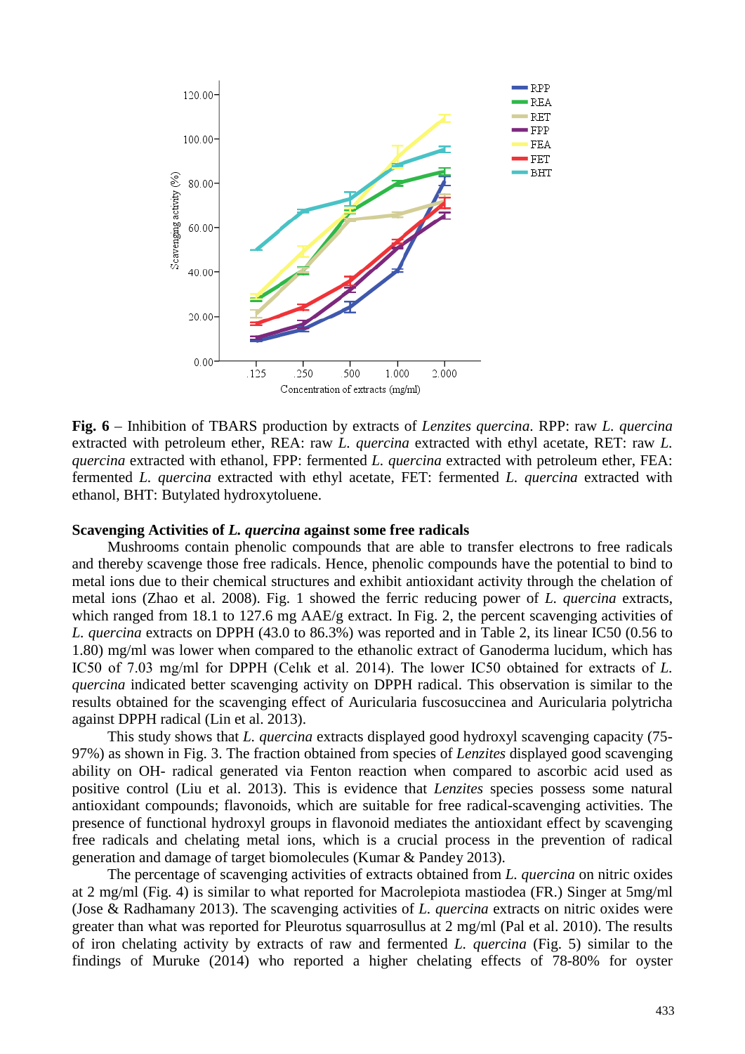**Fig. 6** – Inhibition of TBARS production by extracts of *Lenzites quercina*. RPP: raw *L. quercina* extracted with petroleum ether, REA: raw *L. quercina* extracted with ethyl acetate, RET: raw *L. quercina* extracted with ethanol, FPP: fermented *L. quercina* extracted with petroleum ether, FEA: fermented *L. quercina* extracted with ethyl acetate, FET: fermented *L. quercina* extracted with ethanol, BHT: Butylated hydroxytoluene.

### Scavenging Activities of *L. quercina* against some free radicals

Mushrooms contain phenolic compounds that are able to transfer electrons to free radicals and thereby scavenge those free radicals. Hence, phenolic compounds have the potential to bind to metal ions due to their chemical structures and exhibit antioxidant activity through the chelation of metal ions (Zhao et al. 2008). Fig. 1 showed the ferric reducing power of *L. quercina* extracts, which ranged from 18.1 to 127.6 mg AAE/g extract. In Fig. 2, the percent scavenging activities of *L. quercina* extracts on DPPH (43.0 to 86.3%) was reported and in Table 2, its linear IC50 (0.56 to 1.80) mg/ml was lower when compared to the ethanolic extract of Ganoderma lucidum, which has IC50 of 7.03 mg/ml for DPPH (Celık et al. 2014). The lower IC50 obtained for extracts of *L. quercina* indicated better scavenging activity on DPPH radical. This observation is similar to the results obtained for the scavenging effect of Auricularia fuscosuccinea and Auricularia polytricha against DPPH radical (Lin et al. 2013).

This study shows that *L. quercina* extracts displayed good hydroxyl scavenging capacity (75-97%) as shown in Fig. 3. The fraction obtained from species of *Lenzites* displayed good scavenging ability on OH- radical generated via Fenton reaction when compared to ascorbic acid used as positive control (Liu et al. 2013). This is evidence that *Lenzites* species possess some natural antioxidant compounds; flavonoids, which are suitable for free radical-scavenging activities. The presence of functional hydroxyl groups in flavonoid mediates the antioxidant effect by scavenging free radicals and chelating metal ions, which is a crucial process in the prevention of radical generation and damage of target biomolecules (Kumar & Pandey 2013).

The percentage of scavenging activities of extracts obtained from *L. quercina* on nitric oxides at 2 mg/ml (Fig. 4) is similar to what reported for Macrolepiota mastiodea (FR.) Singer at 5mg/ml (Jose & Radhamany 2013). The scavenging activities of *L. quercina* extracts on nitric oxides were greater than what was reported for Pleurotus squarrosullus at 2 mg/ml (Pal et al. 2010). The results of iron chelating activity by extracts of raw and fermented *L. quercina* (Fig. 5) similar to the findings of Muruke (2014) who reported a higher chelating effects of 78-80% for oyster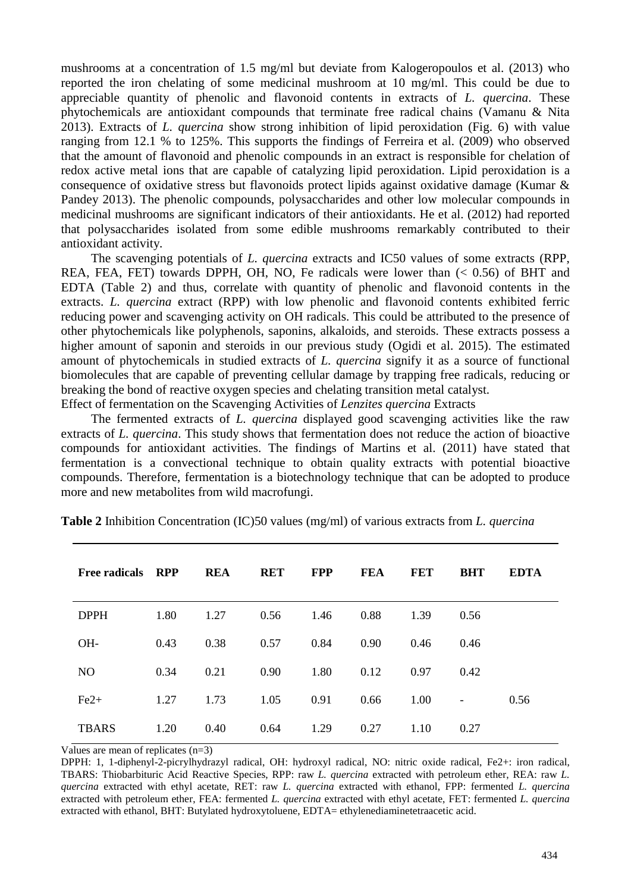mushrooms at a concentration of 1.5 mg/ml but deviate from Kalogeropoulos et al. (2013) who reported the iron chelating of some medicinal mushroom at 10 mg/ml. This could be due to appreciable quantity of phenolic and flavonoid contents in extracts of *L. quercina*. These phytochemicals are antioxidant compounds that terminate free radical chains (Vamanu & Nita 2013). Extracts of *L. quercina* show strong inhibition of lipid peroxidation (Fig. 6) with value ranging from 12.1 % to 125%. This supports the findings of Ferreira et al. (2009) who observed that the amount of flavonoid and phenolic compounds in an extract is responsible for chelation of redox active metal ions that are capable of catalyzing lipid peroxidation. Lipid peroxidation is a consequence of oxidative stress but flavonoids protect lipids against oxidative damage (Kumar & Pandey 2013). The phenolic compounds, polysaccharides and other low molecular compounds in medicinal mushrooms are significant indicators of their antioxidants. He et al. (2012) had reported that polysaccharides isolated from some edible mushrooms remarkably contributed to their antioxidant activity.

The scavenging potentials of *L. quercina* extracts and IC50 values of some extracts (RPP, REA, FEA, FET) towards DPPH, OH, NO, Fe radicals were lower than (< 0.56) of BHT and EDTA (Table 2) and thus, correlate with quantity of phenolic and flavonoid contents in the extracts. *L. quercina* extract (RPP) with low phenolic and flavonoid contents exhibited ferric reducing power and scavenging activity on OH radicals. This could be attributed to the presence of other phytochemicals like polyphenols, saponins, alkaloids, and steroids. These extracts possess a higher amount of saponin and steroids in our previous study (Ogidi et al. 2015). The estimated amount of phytochemicals in studied extracts of *L. quercina* signify it as a source of functional biomolecules that are capable of preventing cellular damage by trapping free radicals, reducing or breaking the bond of reactive oxygen species and chelating transition metal catalyst.

Effect of fermentation on the Scavenging Activities of *Lenzites quercina* Extracts

The fermented extracts of *L. quercina* displayed good scavenging activities like the raw extracts of *L. quercina*. This study shows that fermentation does not reduce the action of bioactive compounds for antioxidant activities. The findings of Martins et al. (2011) have stated that fermentation is a convectional technique to obtain quality extracts with potential bioactive compounds. Therefore, fermentation is a biotechnology technique that can be adopted to produce more and new metabolites from wild macrofungi.

**Table 2** Inhibition Concentration (IC)50 values (mg/ml) of various extracts from *L. quercina*

| Free radicals | RPP | REA | RET | FPP | FEA | FET | BHT | EDTA |
|---|---|---|---|---|---|---|---|---|
| DPPH | 1.80 | 1.27 | 0.56 | 1.46 | 0.88 | 1.39 | 0.56 | |
| OH- | 0.43 | 0.38 | 0.57 | 0.84 | 0.90 | 0.46 | 0.46 | |
| NO | 0.34 | 0.21 | 0.90 | 1.80 | 0.12 | 0.97 | 0.42 | |
| Fe2+ | 1.27 | 1.73 | 1.05 | 0.91 | 0.66 | 1.00 | - | 0.56 |
| TBARS | 1.20 | 0.40 | 0.64 | 1.29 | 0.27 | 1.10 | 0.27 | |

Values are mean of replicates (n=3)

DPPH: 1, 1-diphenyl-2-picrylhydrazyl radical, OH: hydroxyl radical, NO: nitric oxide radical, Fe2+: iron radical, TBARS: Thiobarbituric Acid Reactive Species, RPP: raw *L. quercina* extracted with petroleum ether, REA: raw *L. quercina* extracted with ethyl acetate, RET: raw *L. quercina* extracted with ethanol, FPP: fermented *L. quercina* extracted with petroleum ether, FEA: fermented *L. quercina* extracted with ethyl acetate, FET: fermented *L. quercina* extracted with ethanol, BHT: Butylated hydroxytoluene, EDTA= ethylenediaminetetraacetic acid.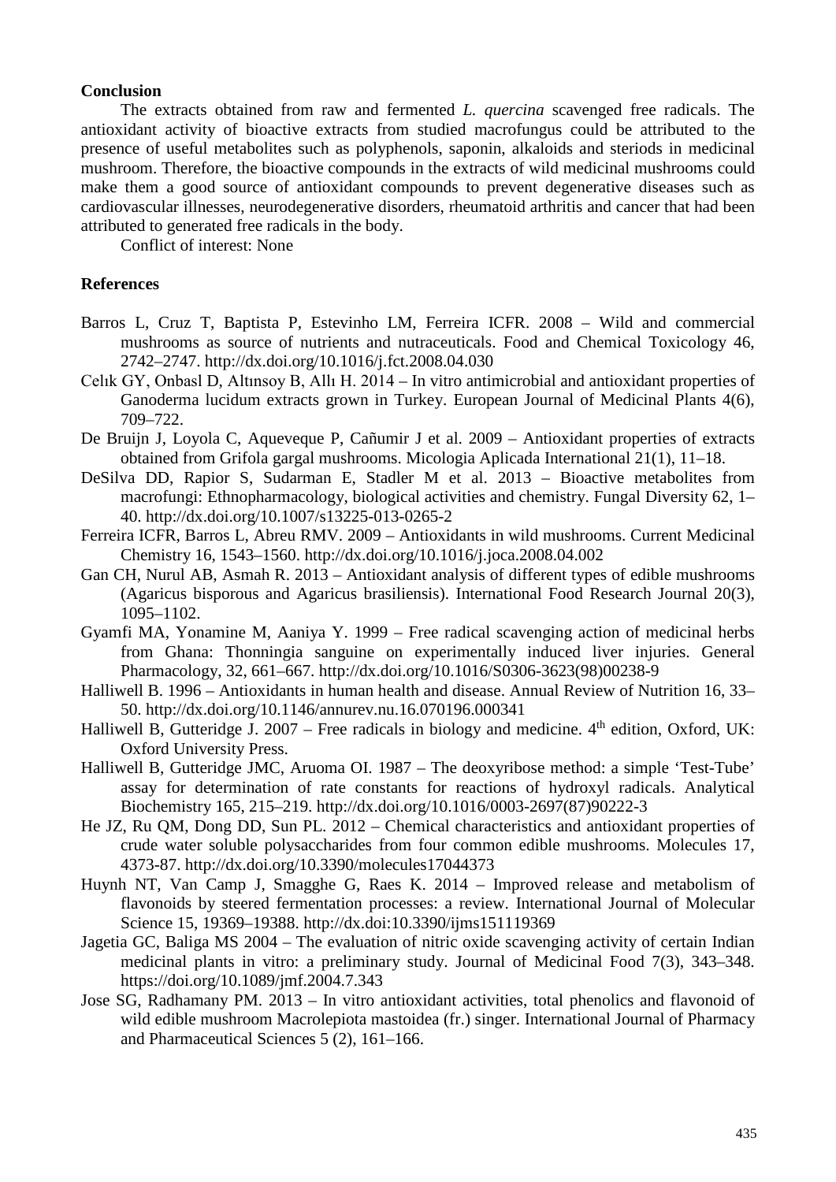## Conclusion

The extracts obtained from raw and fermented *L. quercina* scavenged free radicals. The antioxidant activity of bioactive extracts from studied macrofungus could be attributed to the presence of useful metabolites such as polyphenols, saponin, alkaloids and steriods in medicinal mushroom. Therefore, the bioactive compounds in the extracts of wild medicinal mushrooms could make them a good source of antioxidant compounds to prevent degenerative diseases such as cardiovascular illnesses, neurodegenerative disorders, rheumatoid arthritis and cancer that had been attributed to generated free radicals in the body.

Conflict of interest: None

## References

Barros L, Cruz T, Baptista P, Estevinho LM, Ferreira ICFR. 2008 – Wild and commercial mushrooms as source of nutrients and nutraceuticals. Food and Chemical Toxicology 46, 2742–2747. http://dx.doi.org/10.1016/j.fct.2008.04.030

Celık GY, Onbasl D, Altınsoy B, Allı H. 2014 – In vitro antimicrobial and antioxidant properties of Ganoderma lucidum extracts grown in Turkey. European Journal of Medicinal Plants 4(6), 709–722.

De Bruijn J, Loyola C, Aqueveque P, Cañumir J et al. 2009 – Antioxidant properties of extracts obtained from Grifola gargal mushrooms. Micologia Aplicada International 21(1), 11–18.

DeSilva DD, Rapior S, Sudarman E, Stadler M et al. 2013 – Bioactive metabolites from macrofungi: Ethnopharmacology, biological activities and chemistry. Fungal Diversity 62, 1–40. http://dx.doi.org/10.1007/s13225-013-0265-2

Ferreira ICFR, Barros L, Abreu RMV. 2009 – Antioxidants in wild mushrooms. Current Medicinal Chemistry 16, 1543–1560. http://dx.doi.org/10.1016/j.joca.2008.04.002

Gan CH, Nurul AB, Asmah R. 2013 – Antioxidant analysis of different types of edible mushrooms (Agaricus bisporous and Agaricus brasiliensis). International Food Research Journal 20(3), 1095–1102.

Gyamfi MA, Yonamine M, Aaniya Y. 1999 – Free radical scavenging action of medicinal herbs from Ghana: Thonningia sanguine on experimentally induced liver injuries. General Pharmacology, 32, 661–667. http://dx.doi.org/10.1016/S0306-3623(98)00238-9

Halliwell B. 1996 – Antioxidants in human health and disease. Annual Review of Nutrition 16, 33–50. http://dx.doi.org/10.1146/annurev.nu.16.070196.000341

Halliwell B, Gutteridge J. 2007 – Free radicals in biology and medicine. 4th edition, Oxford, UK: Oxford University Press.

Halliwell B, Gutteridge JMC, Aruoma OI. 1987 – The deoxyribose method: a simple 'Test-Tube' assay for determination of rate constants for reactions of hydroxyl radicals. Analytical Biochemistry 165, 215–219. http://dx.doi.org/10.1016/0003-2697(87)90222-3

He JZ, Ru QM, Dong DD, Sun PL. 2012 – Chemical characteristics and antioxidant properties of crude water soluble polysaccharides from four common edible mushrooms. Molecules 17, 4373-87. http://dx.doi.org/10.3390/molecules17044373

Huynh NT, Van Camp J, Smagghe G, Raes K. 2014 – Improved release and metabolism of flavonoids by steered fermentation processes: a review. International Journal of Molecular Science 15, 19369–19388. http://dx.doi:10.3390/ijms151119369

Jagetia GC, Baliga MS 2004 – The evaluation of nitric oxide scavenging activity of certain Indian medicinal plants in vitro: a preliminary study. Journal of Medicinal Food 7(3), 343–348. https://doi.org/10.1089/jmf.2004.7.343

Jose SG, Radhamany PM. 2013 – In vitro antioxidant activities, total phenolics and flavonoid of wild edible mushroom Macrolepiota mastoidea (fr.) singer. International Journal of Pharmacy and Pharmaceutical Sciences 5 (2), 161–166.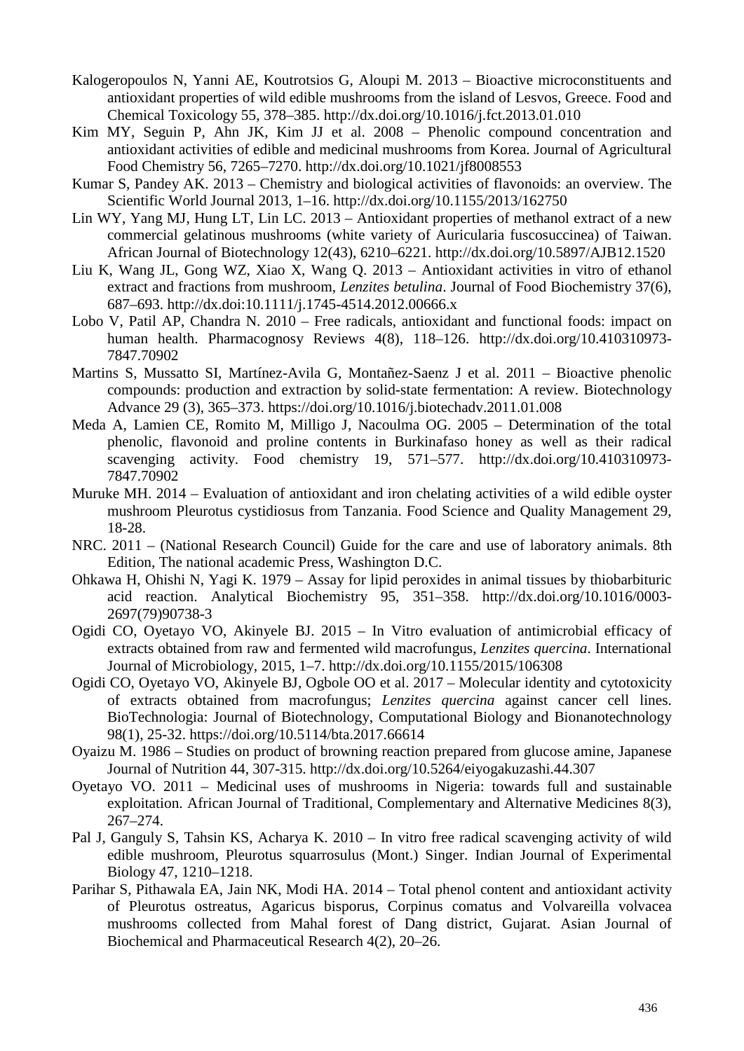Kalogeropoulos N, Yanni AE, Koutrotsios G, Aloupi M. 2013 – Bioactive microconstituents and antioxidant properties of wild edible mushrooms from the island of Lesvos, Greece. Food and Chemical Toxicology 55, 378–385. http://dx.doi.org/10.1016/j.fct.2013.01.010

Kim MY, Seguin P, Ahn JK, Kim JJ et al. 2008 – Phenolic compound concentration and antioxidant activities of edible and medicinal mushrooms from Korea. Journal of Agricultural Food Chemistry 56, 7265–7270. http://dx.doi.org/10.1021/jf8008553

Kumar S, Pandey AK. 2013 – Chemistry and biological activities of flavonoids: an overview. The Scientific World Journal 2013, 1–16. http://dx.doi.org/10.1155/2013/162750

Lin WY, Yang MJ, Hung LT, Lin LC. 2013 – Antioxidant properties of methanol extract of a new commercial gelatinous mushrooms (white variety of Auricularia fuscosuccinea) of Taiwan. African Journal of Biotechnology 12(43), 6210–6221. http://dx.doi.org/10.5897/AJB12.1520

Liu K, Wang JL, Gong WZ, Xiao X, Wang Q. 2013 – Antioxidant activities in vitro of ethanol extract and fractions from mushroom, *Lenzites betulina*. Journal of Food Biochemistry 37(6), 687–693. http://dx.doi:10.1111/j.1745-4514.2012.00666.x

Lobo V, Patil AP, Chandra N. 2010 – Free radicals, antioxidant and functional foods: impact on human health. Pharmacognosy Reviews 4(8), 118–126. http://dx.doi.org/10.410310973-7847.70902

Martins S, Mussatto SI, Martínez-Avila G, Montañez-Saenz J et al. 2011 – Bioactive phenolic compounds: production and extraction by solid-state fermentation: A review. Biotechnology Advance 29 (3), 365–373. https://doi.org/10.1016/j.biotechadv.2011.01.008

Meda A, Lamien CE, Romito M, Milligo J, Nacoulma OG. 2005 – Determination of the total phenolic, flavonoid and proline contents in Burkinafaso honey as well as their radical scavenging activity. Food chemistry 19, 571–577. http://dx.doi.org/10.410310973-7847.70902

Muruke MH. 2014 – Evaluation of antioxidant and iron chelating activities of a wild edible oyster mushroom Pleurotus cystidiosus from Tanzania. Food Science and Quality Management 29, 18-28.

NRC. 2011 – (National Research Council) Guide for the care and use of laboratory animals. 8th Edition, The national academic Press, Washington D.C.

Ohkawa H, Ohishi N, Yagi K. 1979 – Assay for lipid peroxides in animal tissues by thiobarbituric acid reaction. Analytical Biochemistry 95, 351–358. http://dx.doi.org/10.1016/0003-2697(79)90738-3

Ogidi CO, Oyetayo VO, Akinyele BJ. 2015 – In Vitro evaluation of antimicrobial efficacy of extracts obtained from raw and fermented wild macrofungus, *Lenzites quercina*. International Journal of Microbiology, 2015, 1–7. http://dx.doi.org/10.1155/2015/106308

Ogidi CO, Oyetayo VO, Akinyele BJ, Ogbole OO et al. 2017 – Molecular identity and cytotoxicity of extracts obtained from macrofungus; *Lenzites quercina* against cancer cell lines. BioTechnologia: Journal of Biotechnology, Computational Biology and Bionanotechnology 98(1), 25-32. https://doi.org/10.5114/bta.2017.66614

Oyaizu M. 1986 – Studies on product of browning reaction prepared from glucose amine, Japanese Journal of Nutrition 44, 307-315. http://dx.doi.org/10.5264/eiyogakuzashi.44.307

Oyetayo VO. 2011 – Medicinal uses of mushrooms in Nigeria: towards full and sustainable exploitation. African Journal of Traditional, Complementary and Alternative Medicines 8(3), 267–274.

Pal J, Ganguly S, Tahsin KS, Acharya K. 2010 – In vitro free radical scavenging activity of wild edible mushroom, Pleurotus squarrosulus (Mont.) Singer. Indian Journal of Experimental Biology 47, 1210–1218.

Parihar S, Pithawala EA, Jain NK, Modi HA. 2014 – Total phenol content and antioxidant activity of Pleurotus ostreatus, Agaricus bisporus, Corpinus comatus and Volvareilla volvacea mushrooms collected from Mahal forest of Dang district, Gujarat. Asian Journal of Biochemical and Pharmaceutical Research 4(2), 20–26.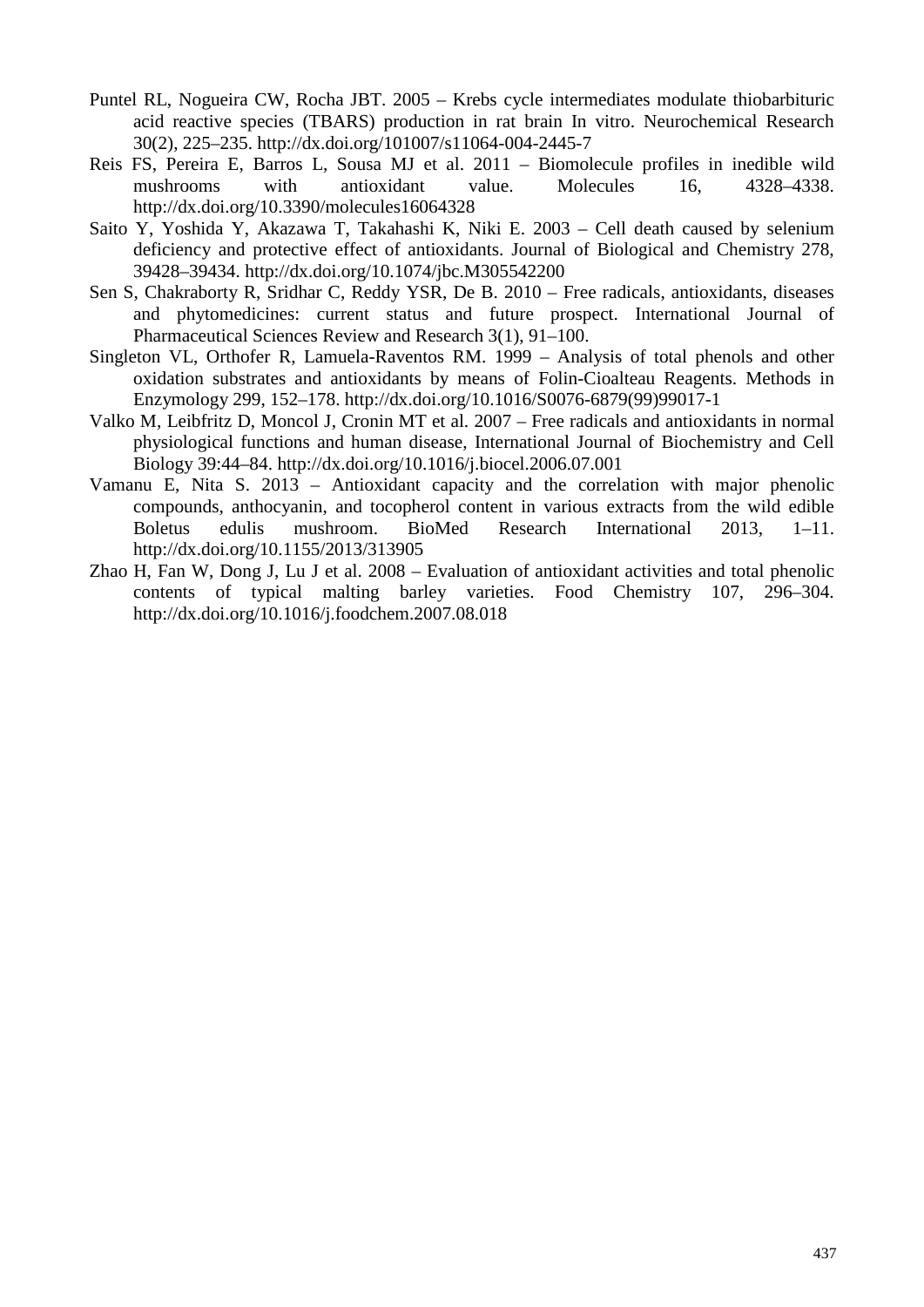Puntel RL, Nogueira CW, Rocha JBT. 2005 – Krebs cycle intermediates modulate thiobarbituric acid reactive species (TBARS) production in rat brain In vitro. Neurochemical Research 30(2), 225–235. http://dx.doi.org/101007/s11064-004-2445-7

Reis FS, Pereira E, Barros L, Sousa MJ et al. 2011 – Biomolecule profiles in inedible wild mushrooms with antioxidant value. Molecules 16, 4328–4338. http://dx.doi.org/10.3390/molecules16064328

Saito Y, Yoshida Y, Akazawa T, Takahashi K, Niki E. 2003 – Cell death caused by selenium deficiency and protective effect of antioxidants. Journal of Biological and Chemistry 278, 39428–39434. http://dx.doi.org/10.1074/jbc.M305542200

Sen S, Chakraborty R, Sridhar C, Reddy YSR, De B. 2010 – Free radicals, antioxidants, diseases and phytomedicines: current status and future prospect. International Journal of Pharmaceutical Sciences Review and Research 3(1), 91–100.

Singleton VL, Orthofer R, Lamuela-Raventos RM. 1999 – Analysis of total phenols and other oxidation substrates and antioxidants by means of Folin-Cioalteau Reagents. Methods in Enzymology 299, 152–178. http://dx.doi.org/10.1016/S0076-6879(99)99017-1

Valko M, Leibfritz D, Moncol J, Cronin MT et al. 2007 – Free radicals and antioxidants in normal physiological functions and human disease, International Journal of Biochemistry and Cell Biology 39:44–84. http://dx.doi.org/10.1016/j.biocel.2006.07.001

Vamanu E, Nita S. 2013 – Antioxidant capacity and the correlation with major phenolic compounds, anthocyanin, and tocopherol content in various extracts from the wild edible Boletus edulis mushroom. BioMed Research International 2013, 1–11. http://dx.doi.org/10.1155/2013/313905

Zhao H, Fan W, Dong J, Lu J et al. 2008 – Evaluation of antioxidant activities and total phenolic contents of typical malting barley varieties. Food Chemistry 107, 296–304. http://dx.doi.org/10.1016/j.foodchem.2007.08.018